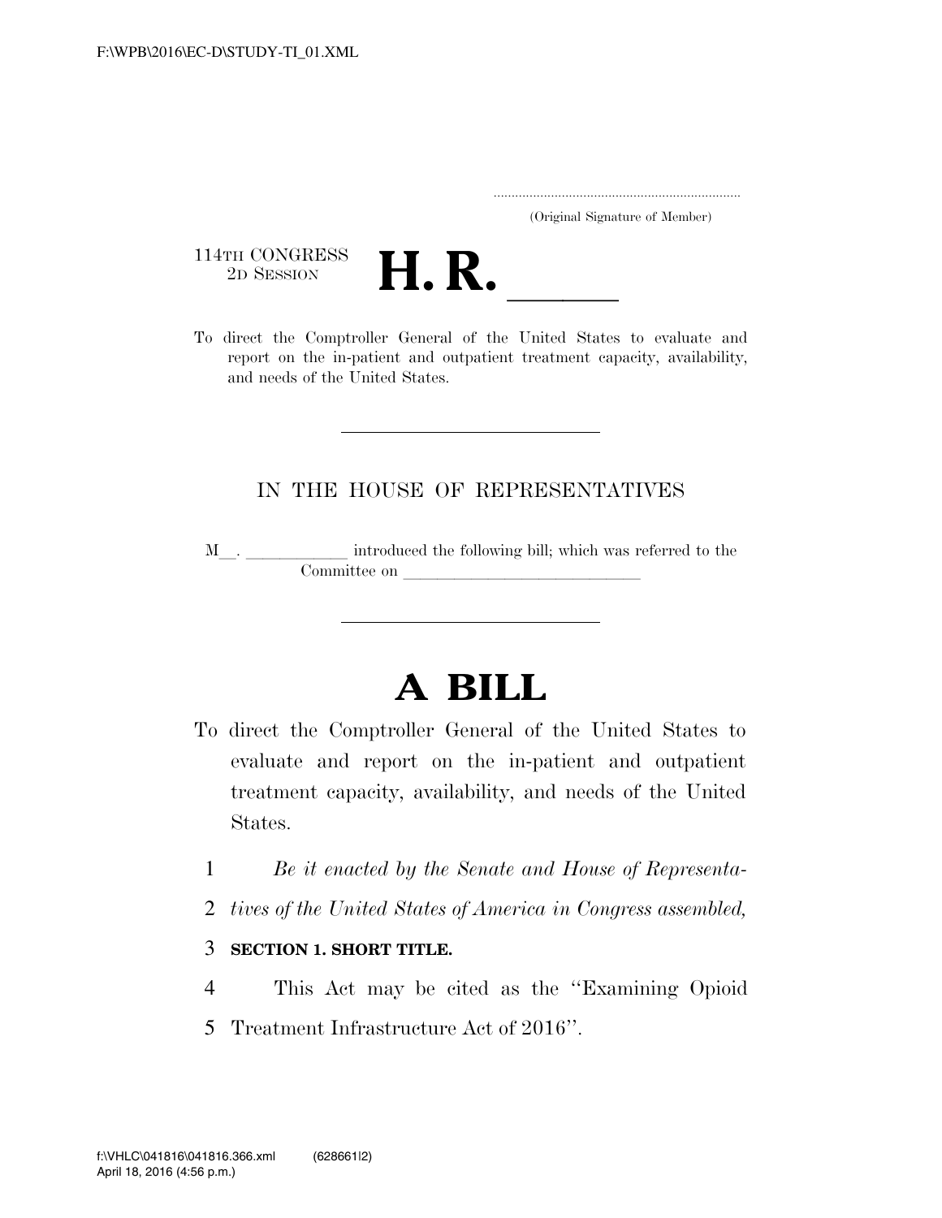(Original Signature of Member)

114TH CONGRESS
2D SESSION

# H. R. ____

To direct the Comptroller General of the United States to evaluate and report on the in-patient and outpatient treatment capacity, availability, and needs of the United States.

---

IN THE HOUSE OF REPRESENTATIVES

M__. ____________ introduced the following bill; which was referred to the Committee on ____________________________

---

# A BILL

To direct the Comptroller General of the United States to evaluate and report on the in-patient and outpatient treatment capacity, availability, and needs of the United States.

1 *Be it enacted by the Senate and House of Representa-*
2 *tives of the United States of America in Congress assembled,*

3 **SECTION 1. SHORT TITLE.**

4 This Act may be cited as the ''Examining Opioid
5 Treatment Infrastructure Act of 2016''.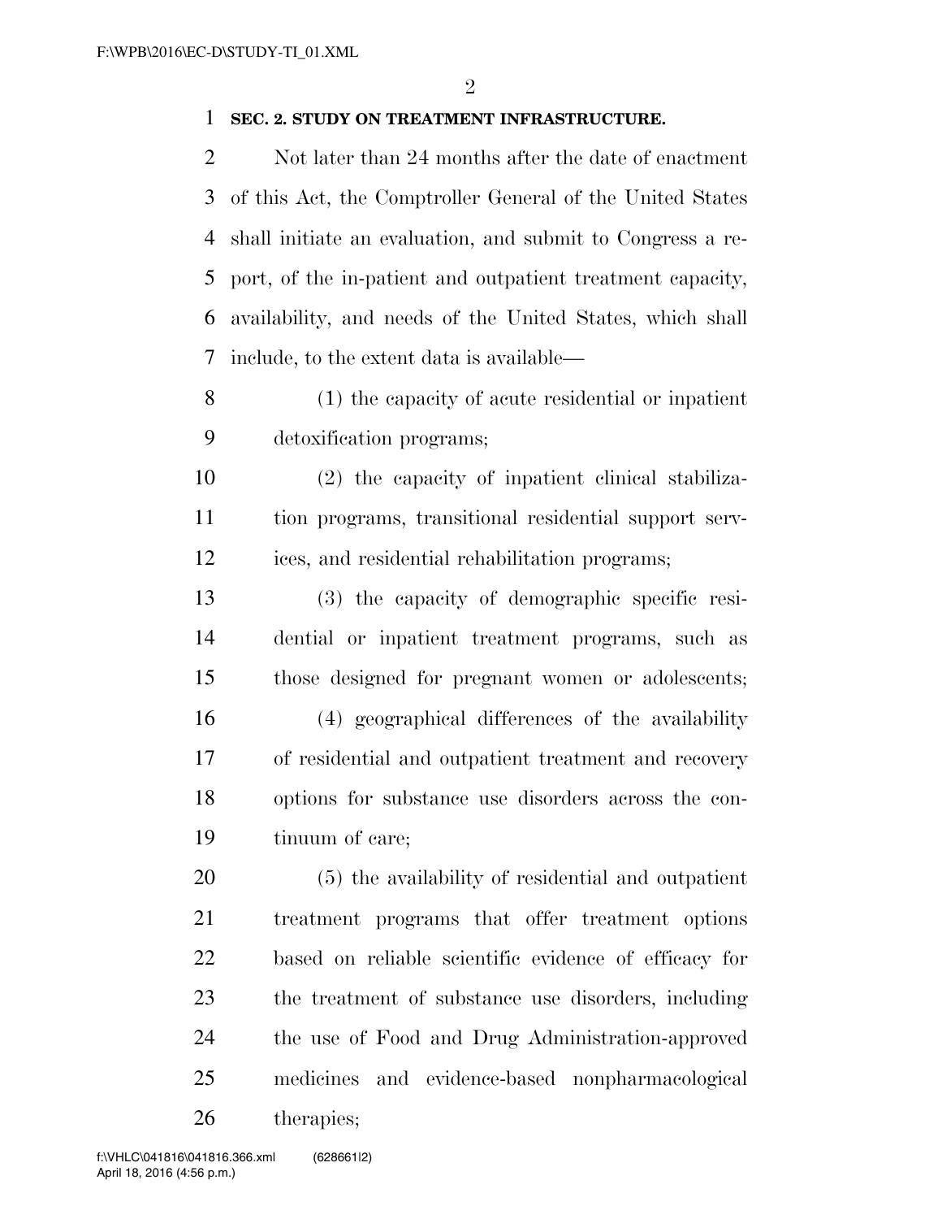**SEC. 2. STUDY ON TREATMENT INFRASTRUCTURE.**

Not later than 24 months after the date of enactment of this Act, the Comptroller General of the United States shall initiate an evaluation, and submit to Congress a report, of the in-patient and outpatient treatment capacity, availability, and needs of the United States, which shall include, to the extent data is available—

(1) the capacity of acute residential or inpatient detoxification programs;

(2) the capacity of inpatient clinical stabilization programs, transitional residential support services, and residential rehabilitation programs;

(3) the capacity of demographic specific residential or inpatient treatment programs, such as those designed for pregnant women or adolescents;

(4) geographical differences of the availability of residential and outpatient treatment and recovery options for substance use disorders across the continuum of care;

(5) the availability of residential and outpatient treatment programs that offer treatment options based on reliable scientific evidence of efficacy for the treatment of substance use disorders, including the use of Food and Drug Administration-approved medicines and evidence-based nonpharmacological therapies;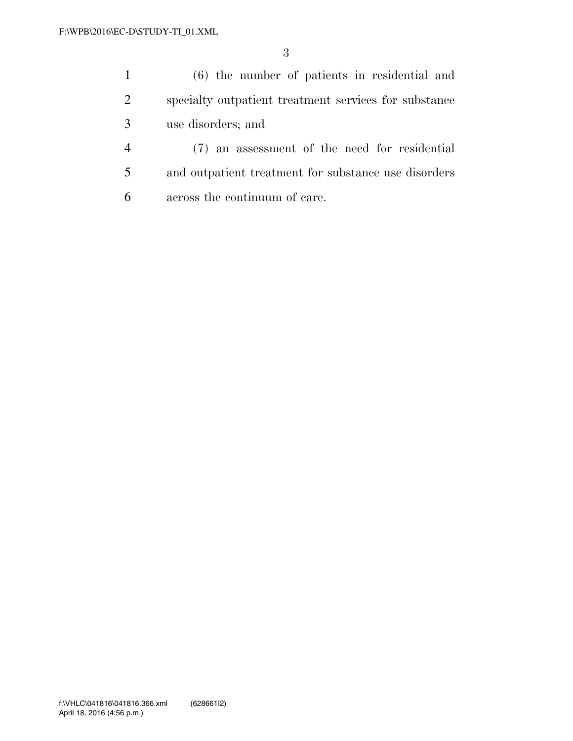(6) the number of patients in residential and specialty outpatient treatment services for substance use disorders; and

(7) an assessment of the need for residential and outpatient treatment for substance use disorders across the continuum of care.